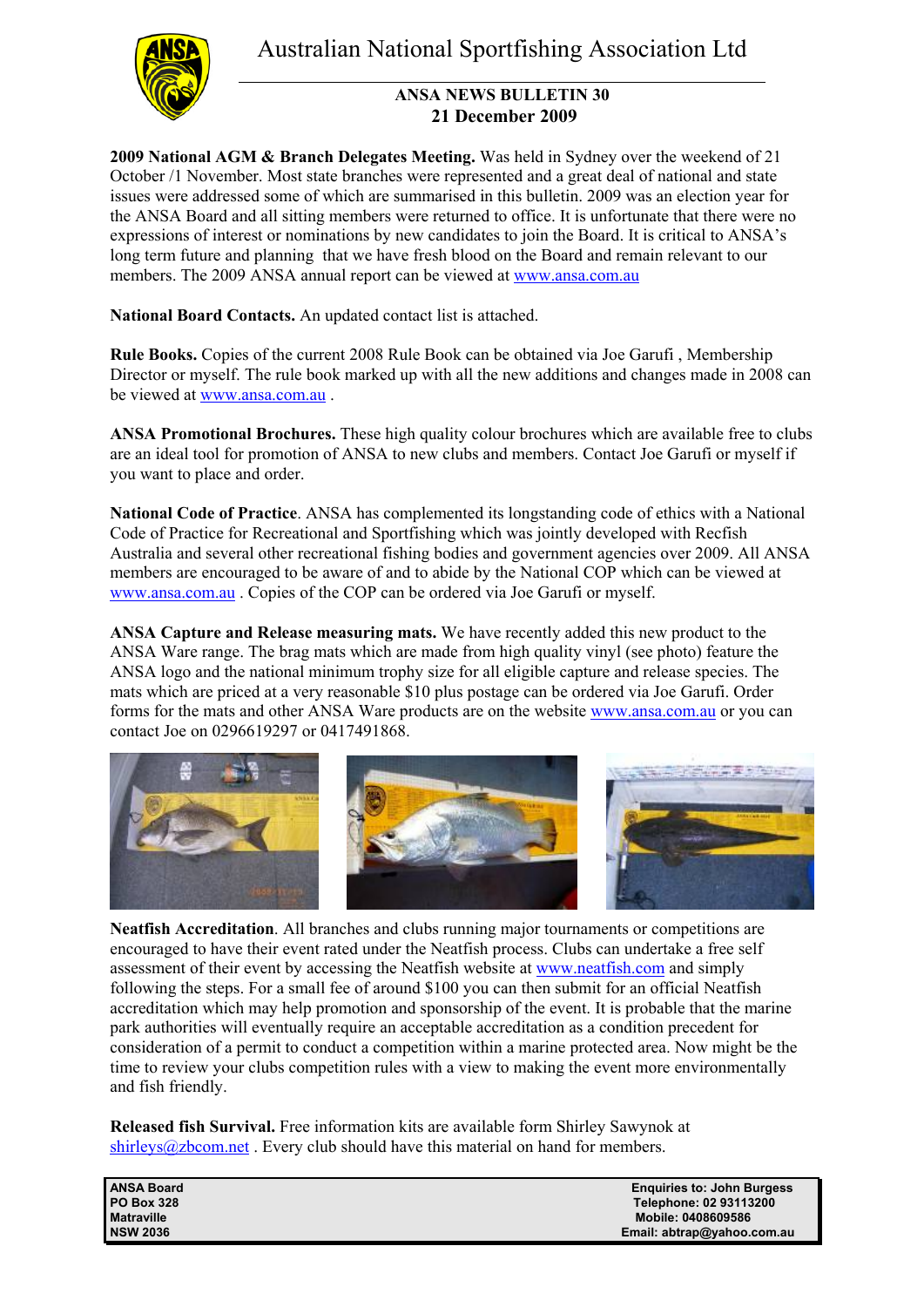# Australian National Sportfishing Association Ltd

**ANSA NEWS BULLETIN 30**
**21 December 2009**

**2009 National AGM & Branch Delegates Meeting.** Was held in Sydney over the weekend of 21 October /1 November. Most state branches were represented and a great deal of national and state issues were addressed some of which are summarised in this bulletin. 2009 was an election year for the ANSA Board and all sitting members were returned to office. It is unfortunate that there were no expressions of interest or nominations by new candidates to join the Board. It is critical to ANSA's long term future and planning that we have fresh blood on the Board and remain relevant to our members. The 2009 ANSA annual report can be viewed at www.ansa.com.au

**National Board Contacts.** An updated contact list is attached.

**Rule Books.** Copies of the current 2008 Rule Book can be obtained via Joe Garufi , Membership Director or myself. The rule book marked up with all the new additions and changes made in 2008 can be viewed at www.ansa.com.au .

**ANSA Promotional Brochures.** These high quality colour brochures which are available free to clubs are an ideal tool for promotion of ANSA to new clubs and members. Contact Joe Garufi or myself if you want to place and order.

**National Code of Practice**. ANSA has complemented its longstanding code of ethics with a National Code of Practice for Recreational and Sportfishing which was jointly developed with Recfish Australia and several other recreational fishing bodies and government agencies over 2009. All ANSA members are encouraged to be aware of and to abide by the National COP which can be viewed at www.ansa.com.au . Copies of the COP can be ordered via Joe Garufi or myself.

**ANSA Capture and Release measuring mats.** We have recently added this new product to the ANSA Ware range. The brag mats which are made from high quality vinyl (see photo) feature the ANSA logo and the national minimum trophy size for all eligible capture and release species. The mats which are priced at a very reasonable $10 plus postage can be ordered via Joe Garufi. Order forms for the mats and other ANSA Ware products are on the website www.ansa.com.au or you can contact Joe on 0296619297 or 0417491868.

**Neatfish Accreditation**. All branches and clubs running major tournaments or competitions are encouraged to have their event rated under the Neatfish process. Clubs can undertake a free self assessment of their event by accessing the Neatfish website at www.neatfish.com and simply following the steps. For a small fee of around $100 you can then submit for an official Neatfish accreditation which may help promotion and sponsorship of the event. It is probable that the marine park authorities will eventually require an acceptable accreditation as a condition precedent for consideration of a permit to conduct a competition within a marine protected area. Now might be the time to review your clubs competition rules with a view to making the event more environmentally and fish friendly.

**Released fish Survival.** Free information kits are available form Shirley Sawynok at shirleys@zbcom.net . Every club should have this material on hand for members.

| | |
|---|---|
| **ANSA Board** | **Enquiries to: John Burgess** |
| **PO Box 328** | **Telephone: 02 93113200** |
| **Matraville** | **Mobile: 0408609586** |
| **NSW 2036** | **Email: abtrap@yahoo.com.au** |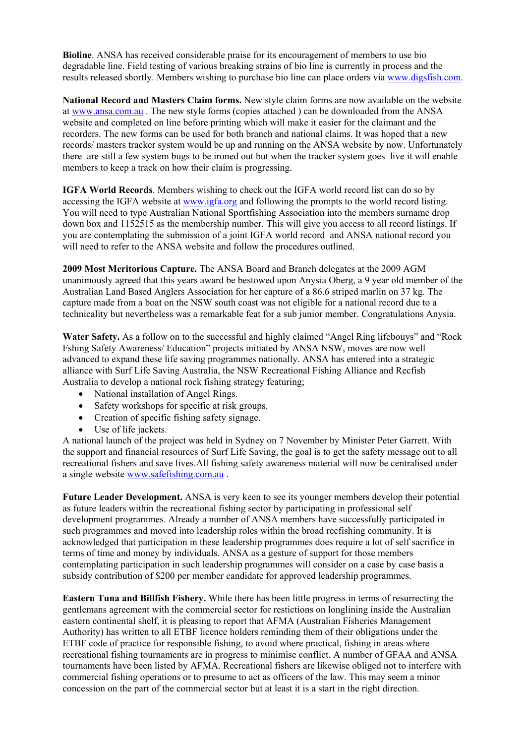**Bioline**. ANSA has received considerable praise for its encouragement of members to use bio degradable line. Field testing of various breaking strains of bio line is currently in process and the results released shortly. Members wishing to purchase bio line can place orders via www.digsfish.com.

**National Record and Masters Claim forms.** New style claim forms are now available on the website at www.ansa.com.au . The new style forms (copies attached ) can be downloaded from the ANSA website and completed on line before printing which will make it easier for the claimant and the recorders. The new forms can be used for both branch and national claims. It was hoped that a new records/ masters tracker system would be up and running on the ANSA website by now. Unfortunately there are still a few system bugs to be ironed out but when the tracker system goes live it will enable members to keep a track on how their claim is progressing.

**IGFA World Records**. Members wishing to check out the IGFA world record list can do so by accessing the IGFA website at www.igfa.org and following the prompts to the world record listing. You will need to type Australian National Sportfishing Association into the members surname drop down box and 1152515 as the membership number. This will give you access to all record listings. If you are contemplating the submission of a joint IGFA world record and ANSA national record you will need to refer to the ANSA website and follow the procedures outlined.

**2009 Most Meritorious Capture.** The ANSA Board and Branch delegates at the 2009 AGM unanimously agreed that this years award be bestowed upon Anysia Oberg, a 9 year old member of the Australian Land Based Anglers Association for her capture of a 86.6 striped marlin on 37 kg. The capture made from a boat on the NSW south coast was not eligible for a national record due to a technicality but nevertheless was a remarkable feat for a sub junior member. Congratulations Anysia.

**Water Safety.** As a follow on to the successful and highly claimed "Angel Ring lifebouys" and "Rock Fshing Safety Awareness/ Education" projects initiated by ANSA NSW, moves are now well advanced to expand these life saving programmes nationally. ANSA has entered into a strategic alliance with Surf Life Saving Australia, the NSW Recreational Fishing Alliance and Recfish Australia to develop a national rock fishing strategy featuring;

- National installation of Angel Rings.
- Safety workshops for specific at risk groups.
- Creation of specific fishing safety signage.
- Use of life jackets.

A national launch of the project was held in Sydney on 7 November by Minister Peter Garrett. With the support and financial resources of Surf Life Saving, the goal is to get the safety message out to all recreational fishers and save lives.All fishing safety awareness material will now be centralised under a single website www.safefishing.com.au .

**Future Leader Development.** ANSA is very keen to see its younger members develop their potential as future leaders within the recreational fishing sector by participating in professional self development programmes. Already a number of ANSA members have successfully participated in such programmes and moved into leadership roles within the broad recfishing community. It is acknowledged that participation in these leadership programmes does require a lot of self sacrifice in terms of time and money by individuals. ANSA as a gesture of support for those members contemplating participation in such leadership programmes will consider on a case by case basis a subsidy contribution of $200 per member candidate for approved leadership programmes.

**Eastern Tuna and Billfish Fishery.** While there has been little progress in terms of resurrecting the gentlemans agreement with the commercial sector for restictions on longlining inside the Australian eastern continental shelf, it is pleasing to report that AFMA (Australian Fisheries Management Authority) has written to all ETBF licence holders reminding them of their obligations under the ETBF code of practice for responsible fishing, to avoid where practical, fishing in areas where recreational fishing tournaments are in progress to minimise conflict. A number of GFAA and ANSA tournaments have been listed by AFMA. Recreational fishers are likewise obliged not to interfere with commercial fishing operations or to presume to act as officers of the law. This may seem a minor concession on the part of the commercial sector but at least it is a start in the right direction.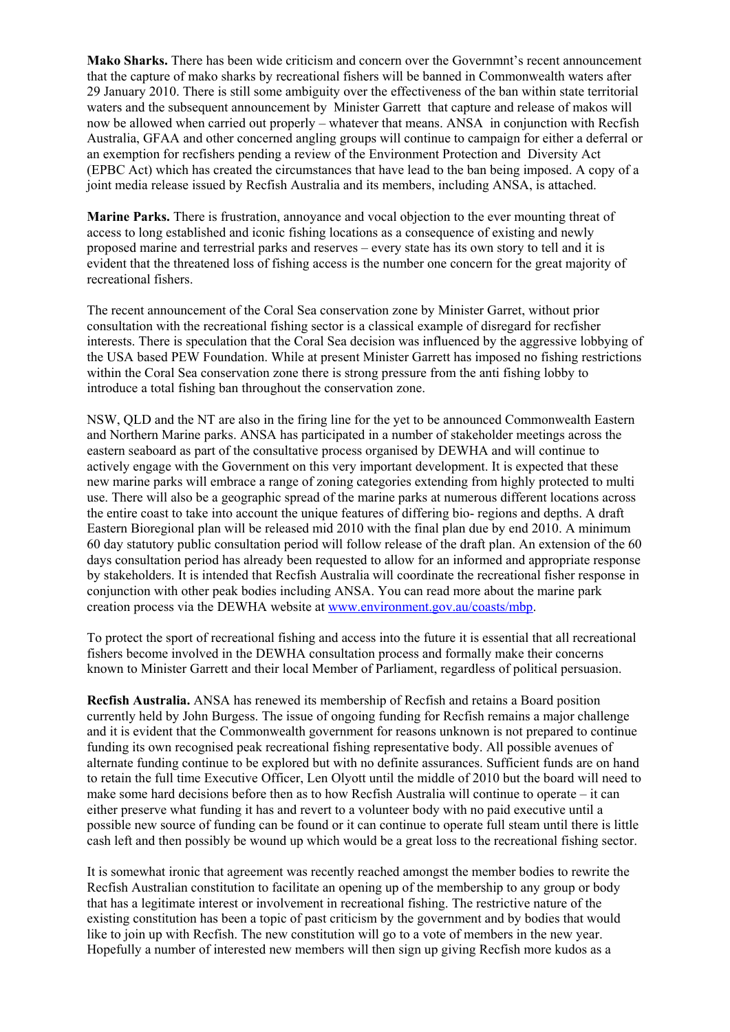**Mako Sharks.** There has been wide criticism and concern over the Governmnt's recent announcement that the capture of mako sharks by recreational fishers will be banned in Commonwealth waters after 29 January 2010. There is still some ambiguity over the effectiveness of the ban within state territorial waters and the subsequent announcement by Minister Garrett that capture and release of makos will now be allowed when carried out properly – whatever that means. ANSA in conjunction with Recfish Australia, GFAA and other concerned angling groups will continue to campaign for either a deferral or an exemption for recfishers pending a review of the Environment Protection and Diversity Act (EPBC Act) which has created the circumstances that have lead to the ban being imposed. A copy of a joint media release issued by Recfish Australia and its members, including ANSA, is attached.

**Marine Parks.** There is frustration, annoyance and vocal objection to the ever mounting threat of access to long established and iconic fishing locations as a consequence of existing and newly proposed marine and terrestrial parks and reserves – every state has its own story to tell and it is evident that the threatened loss of fishing access is the number one concern for the great majority of recreational fishers.

The recent announcement of the Coral Sea conservation zone by Minister Garret, without prior consultation with the recreational fishing sector is a classical example of disregard for recfisher interests. There is speculation that the Coral Sea decision was influenced by the aggressive lobbying of the USA based PEW Foundation. While at present Minister Garrett has imposed no fishing restrictions within the Coral Sea conservation zone there is strong pressure from the anti fishing lobby to introduce a total fishing ban throughout the conservation zone.

NSW, QLD and the NT are also in the firing line for the yet to be announced Commonwealth Eastern and Northern Marine parks. ANSA has participated in a number of stakeholder meetings across the eastern seaboard as part of the consultative process organised by DEWHA and will continue to actively engage with the Government on this very important development. It is expected that these new marine parks will embrace a range of zoning categories extending from highly protected to multi use. There will also be a geographic spread of the marine parks at numerous different locations across the entire coast to take into account the unique features of differing bio- regions and depths. A draft Eastern Bioregional plan will be released mid 2010 with the final plan due by end 2010. A minimum 60 day statutory public consultation period will follow release of the draft plan. An extension of the 60 days consultation period has already been requested to allow for an informed and appropriate response by stakeholders. It is intended that Recfish Australia will coordinate the recreational fisher response in conjunction with other peak bodies including ANSA. You can read more about the marine park creation process via the DEWHA website at www.environment.gov.au/coasts/mbp.

To protect the sport of recreational fishing and access into the future it is essential that all recreational fishers become involved in the DEWHA consultation process and formally make their concerns known to Minister Garrett and their local Member of Parliament, regardless of political persuasion.

**Recfish Australia.** ANSA has renewed its membership of Recfish and retains a Board position currently held by John Burgess. The issue of ongoing funding for Recfish remains a major challenge and it is evident that the Commonwealth government for reasons unknown is not prepared to continue funding its own recognised peak recreational fishing representative body. All possible avenues of alternate funding continue to be explored but with no definite assurances. Sufficient funds are on hand to retain the full time Executive Officer, Len Olyott until the middle of 2010 but the board will need to make some hard decisions before then as to how Recfish Australia will continue to operate – it can either preserve what funding it has and revert to a volunteer body with no paid executive until a possible new source of funding can be found or it can continue to operate full steam until there is little cash left and then possibly be wound up which would be a great loss to the recreational fishing sector.

It is somewhat ironic that agreement was recently reached amongst the member bodies to rewrite the Recfish Australian constitution to facilitate an opening up of the membership to any group or body that has a legitimate interest or involvement in recreational fishing. The restrictive nature of the existing constitution has been a topic of past criticism by the government and by bodies that would like to join up with Recfish. The new constitution will go to a vote of members in the new year. Hopefully a number of interested new members will then sign up giving Recfish more kudos as a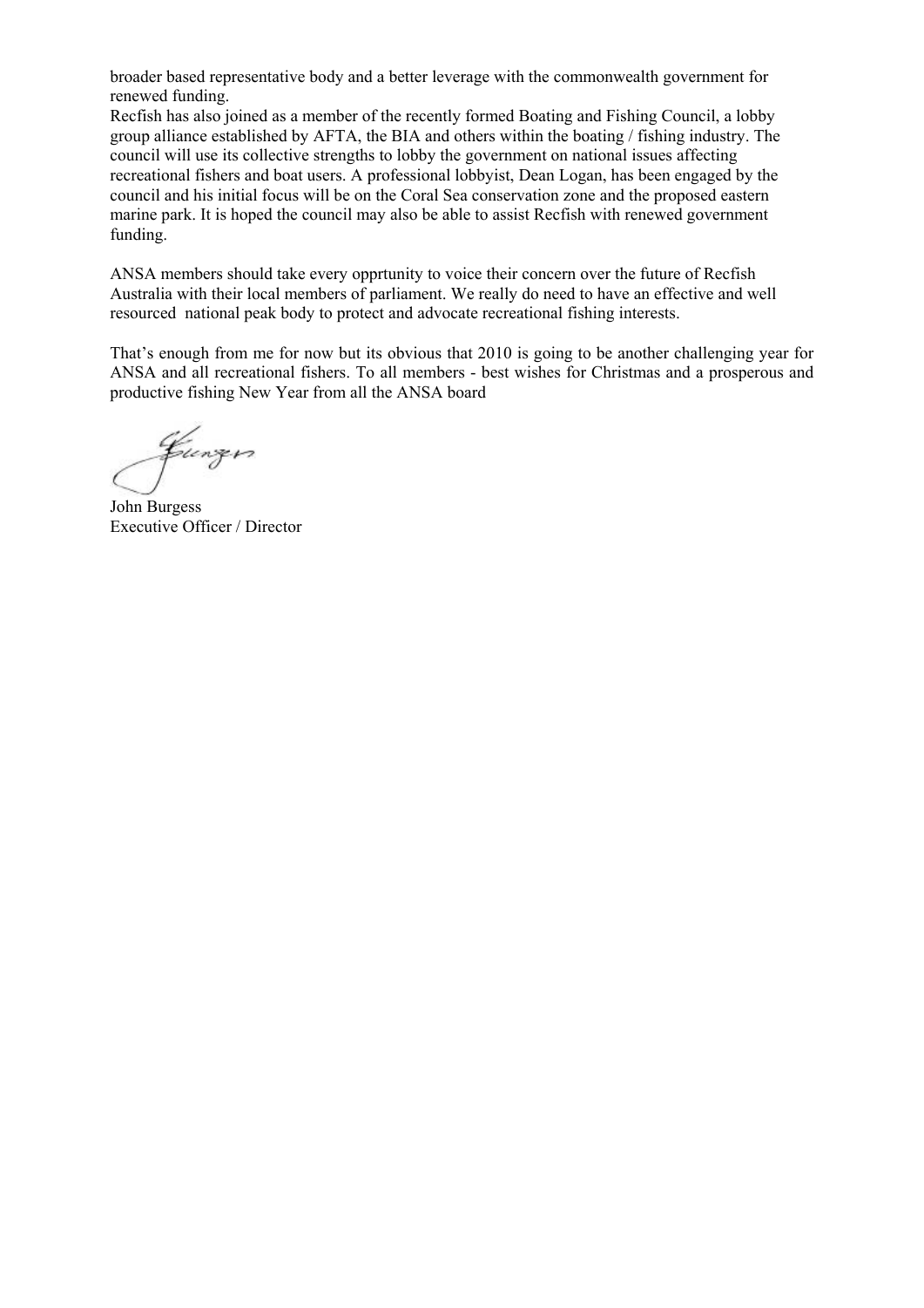broader based representative body and a better leverage with the commonwealth government for renewed funding.
Recfish has also joined as a member of the recently formed Boating and Fishing Council, a lobby group alliance established by AFTA, the BIA and others within the boating / fishing industry. The council will use its collective strengths to lobby the government on national issues affecting recreational fishers and boat users. A professional lobbyist, Dean Logan, has been engaged by the council and his initial focus will be on the Coral Sea conservation zone and the proposed eastern marine park. It is hoped the council may also be able to assist Recfish with renewed government funding.

ANSA members should take every opprtunity to voice their concern over the future of Recfish Australia with their local members of parliament. We really do need to have an effective and well resourced national peak body to protect and advocate recreational fishing interests.

That's enough from me for now but its obvious that 2010 is going to be another challenging year for ANSA and all recreational fishers. To all members - best wishes for Christmas and a prosperous and productive fishing New Year from all the ANSA board

John Burgess
Executive Officer / Director